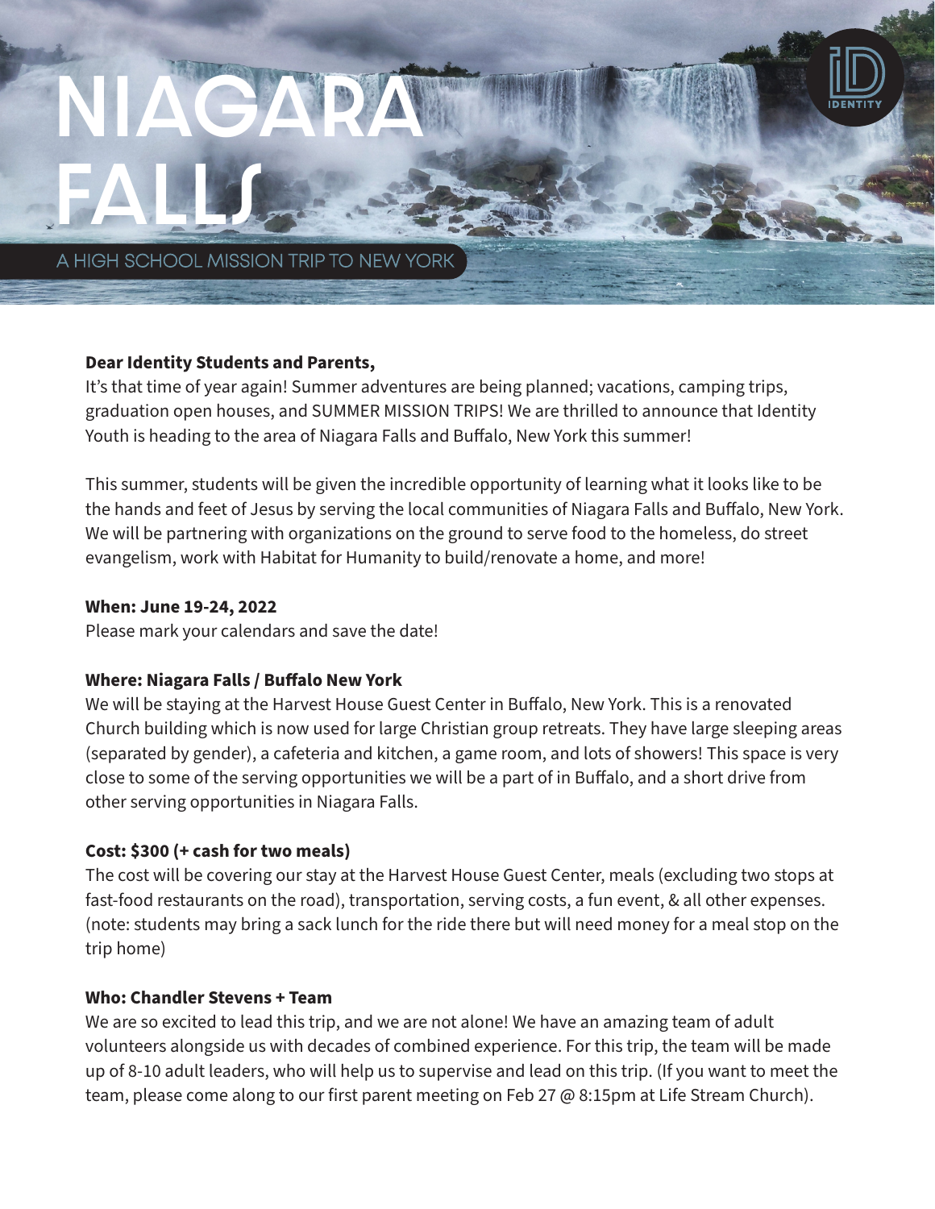# NIAGARA FALLS

A HIGH SCHOOL MISSION TRIP TO NEW YORK

IDENTITY

**Dear Identity Students and Parents,**
It's that time of year again! Summer adventures are being planned; vacations, camping trips, graduation open houses, and SUMMER MISSION TRIPS! We are thrilled to announce that Identity Youth is heading to the area of Niagara Falls and Buffalo, New York this summer!

This summer, students will be given the incredible opportunity of learning what it looks like to be the hands and feet of Jesus by serving the local communities of Niagara Falls and Buffalo, New York. We will be partnering with organizations on the ground to serve food to the homeless, do street evangelism, work with Habitat for Humanity to build/renovate a home, and more!

**When: June 19-24, 2022**
Please mark your calendars and save the date!

**Where: Niagara Falls / Buffalo New York**
We will be staying at the Harvest House Guest Center in Buffalo, New York. This is a renovated Church building which is now used for large Christian group retreats. They have large sleeping areas (separated by gender), a cafeteria and kitchen, a game room, and lots of showers! This space is very close to some of the serving opportunities we will be a part of in Buffalo, and a short drive from other serving opportunities in Niagara Falls.

**Cost: $300 (+ cash for two meals)**
The cost will be covering our stay at the Harvest House Guest Center, meals (excluding two stops at fast-food restaurants on the road), transportation, serving costs, a fun event, & all other expenses. (note: students may bring a sack lunch for the ride there but will need money for a meal stop on the trip home)

**Who: Chandler Stevens + Team**
We are so excited to lead this trip, and we are not alone! We have an amazing team of adult volunteers alongside us with decades of combined experience. For this trip, the team will be made up of 8-10 adult leaders, who will help us to supervise and lead on this trip. (If you want to meet the team, please come along to our first parent meeting on Feb 27 @ 8:15pm at Life Stream Church).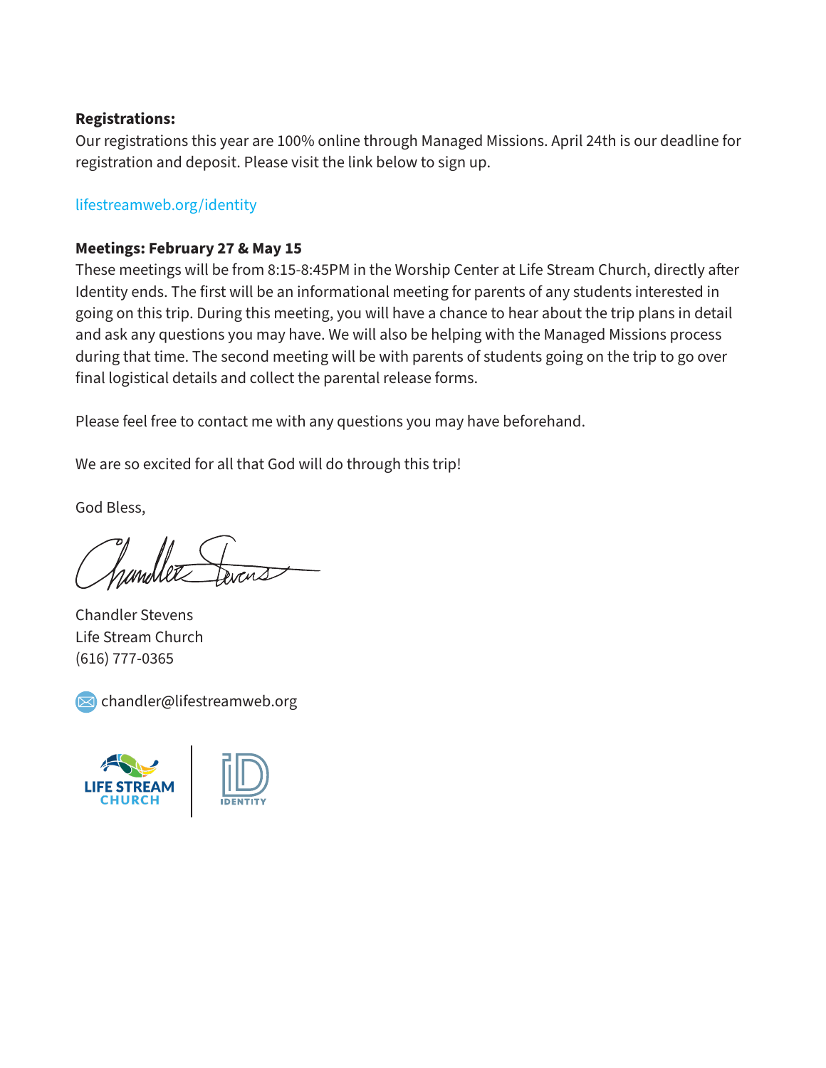**Registrations:**

Our registrations this year are 100% online through Managed Missions. April 24th is our deadline for registration and deposit. Please visit the link below to sign up.

lifestreamweb.org/identity

**Meetings: February 27 & May 15**

These meetings will be from 8:15-8:45PM in the Worship Center at Life Stream Church, directly after Identity ends. The first will be an informational meeting for parents of any students interested in going on this trip. During this meeting, you will have a chance to hear about the trip plans in detail and ask any questions you may have. We will also be helping with the Managed Missions process during that time. The second meeting will be with parents of students going on the trip to go over final logistical details and collect the parental release forms.

Please feel free to contact me with any questions you may have beforehand.

We are so excited for all that God will do through this trip!

God Bless,

Chandler Stevens
Life Stream Church
(616) 777-0365

chandler@lifestreamweb.org

LIFE STREAM CHURCH | IDENTITY